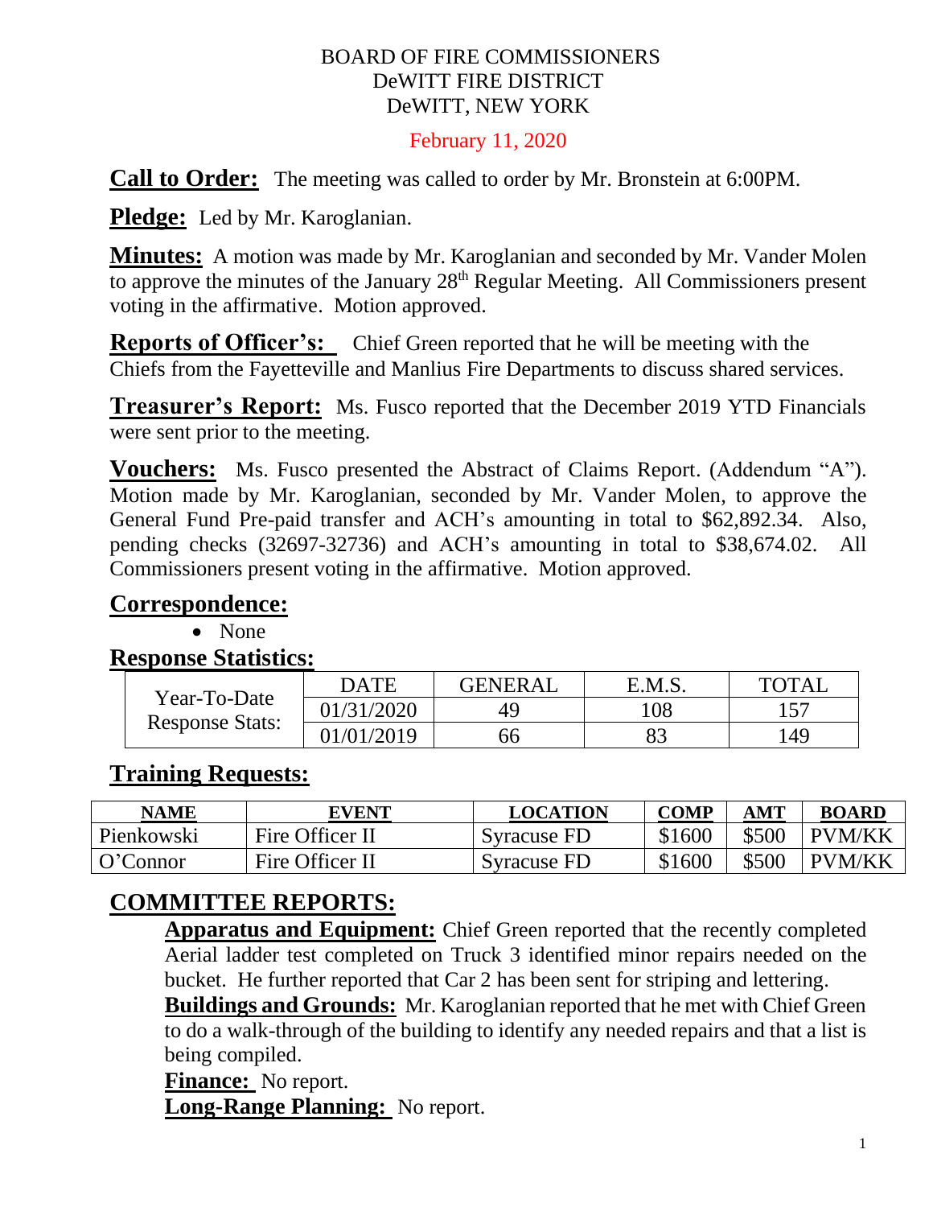BOARD OF FIRE COMMISSIONERS
DeWITT FIRE DISTRICT
DeWITT, NEW YORK

February 11, 2020

**Call to Order:** The meeting was called to order by Mr. Bronstein at 6:00PM.

**Pledge:** Led by Mr. Karoglanian.

**Minutes:** A motion was made by Mr. Karoglanian and seconded by Mr. Vander Molen to approve the minutes of the January 28th Regular Meeting. All Commissioners present voting in the affirmative. Motion approved.

**Reports of Officer's:** Chief Green reported that he will be meeting with the Chiefs from the Fayetteville and Manlius Fire Departments to discuss shared services.

**Treasurer's Report:** Ms. Fusco reported that the December 2019 YTD Financials were sent prior to the meeting.

**Vouchers:** Ms. Fusco presented the Abstract of Claims Report. (Addendum "A"). Motion made by Mr. Karoglanian, seconded by Mr. Vander Molen, to approve the General Fund Pre-paid transfer and ACH's amounting in total to $62,892.34. Also, pending checks (32697-32736) and ACH's amounting in total to $38,674.02. All Commissioners present voting in the affirmative. Motion approved.

## Correspondence:

- None

## Response Statistics:

| | DATE | GENERAL | E.M.S. | TOTAL |
|---|---|---|---|---|
| Year-To-Date Response Stats: | 01/31/2020 | 49 | 108 | 157 |
| | 01/01/2019 | 66 | 83 | 149 |

## Training Requests:

| NAME | EVENT | LOCATION | COMP | AMT | BOARD |
|---|---|---|---|---|---|
| Pienkowski | Fire Officer II | Syracuse FD | $1600 | $500 | PVM/KK |
| O'Connor | Fire Officer II | Syracuse FD | $1600 | $500 | PVM/KK |

## COMMITTEE REPORTS:

**Apparatus and Equipment:** Chief Green reported that the recently completed Aerial ladder test completed on Truck 3 identified minor repairs needed on the bucket. He further reported that Car 2 has been sent for striping and lettering.

**Buildings and Grounds:** Mr. Karoglanian reported that he met with Chief Green to do a walk-through of the building to identify any needed repairs and that a list is being compiled.

**Finance:** No report.

**Long-Range Planning:** No report.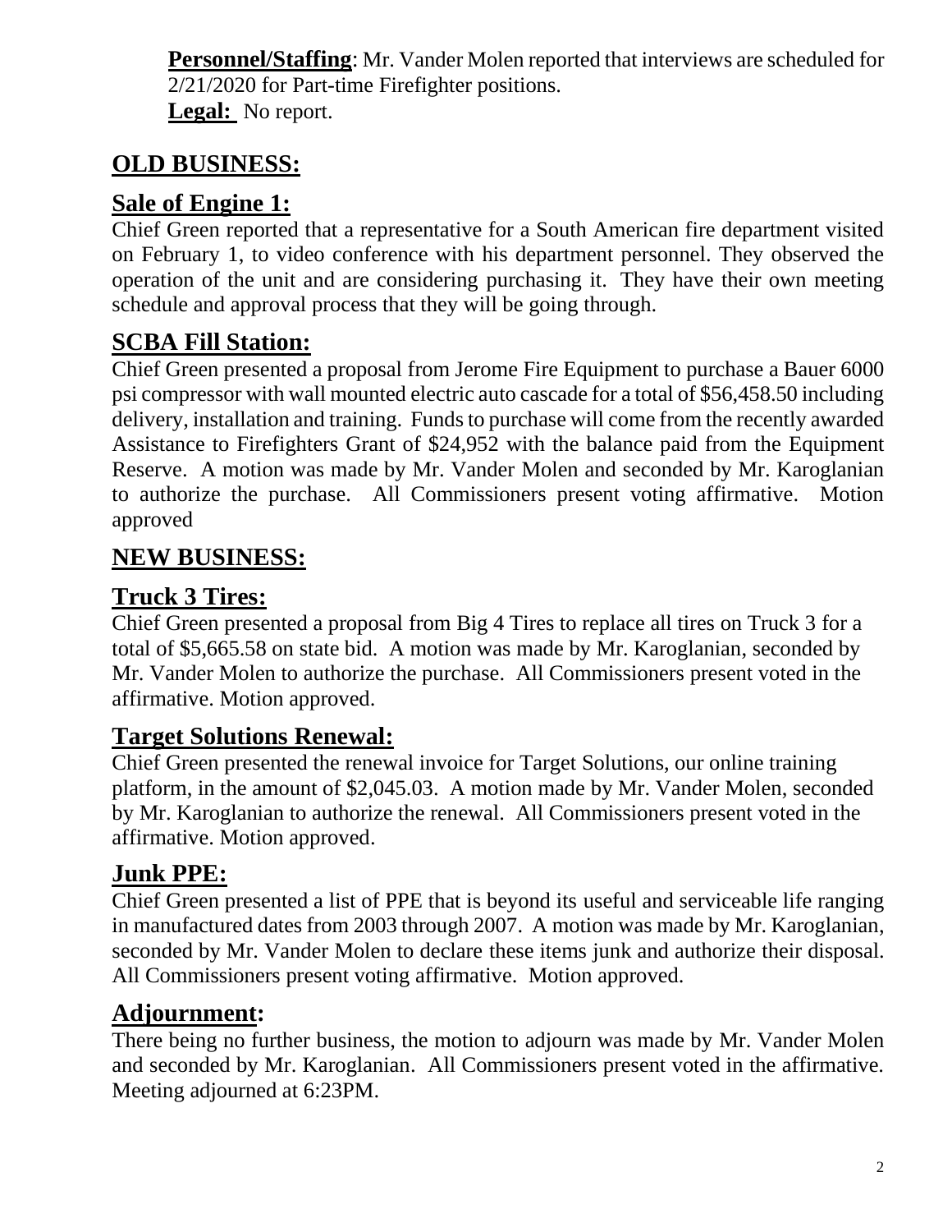**Personnel/Staffing**: Mr. Vander Molen reported that interviews are scheduled for 2/21/2020 for Part-time Firefighter positions.
**Legal:** No report.

## OLD BUSINESS:

## Sale of Engine 1:

Chief Green reported that a representative for a South American fire department visited on February 1, to video conference with his department personnel. They observed the operation of the unit and are considering purchasing it. They have their own meeting schedule and approval process that they will be going through.

## SCBA Fill Station:

Chief Green presented a proposal from Jerome Fire Equipment to purchase a Bauer 6000 psi compressor with wall mounted electric auto cascade for a total of $56,458.50 including delivery, installation and training. Funds to purchase will come from the recently awarded Assistance to Firefighters Grant of $24,952 with the balance paid from the Equipment Reserve. A motion was made by Mr. Vander Molen and seconded by Mr. Karoglanian to authorize the purchase. All Commissioners present voting affirmative. Motion approved

## NEW BUSINESS:

## Truck 3 Tires:

Chief Green presented a proposal from Big 4 Tires to replace all tires on Truck 3 for a total of $5,665.58 on state bid. A motion was made by Mr. Karoglanian, seconded by Mr. Vander Molen to authorize the purchase. All Commissioners present voted in the affirmative. Motion approved.

## Target Solutions Renewal:

Chief Green presented the renewal invoice for Target Solutions, our online training platform, in the amount of $2,045.03. A motion made by Mr. Vander Molen, seconded by Mr. Karoglanian to authorize the renewal. All Commissioners present voted in the affirmative. Motion approved.

## Junk PPE:

Chief Green presented a list of PPE that is beyond its useful and serviceable life ranging in manufactured dates from 2003 through 2007. A motion was made by Mr. Karoglanian, seconded by Mr. Vander Molen to declare these items junk and authorize their disposal. All Commissioners present voting affirmative. Motion approved.

## Adjournment:

There being no further business, the motion to adjourn was made by Mr. Vander Molen and seconded by Mr. Karoglanian. All Commissioners present voted in the affirmative. Meeting adjourned at 6:23PM.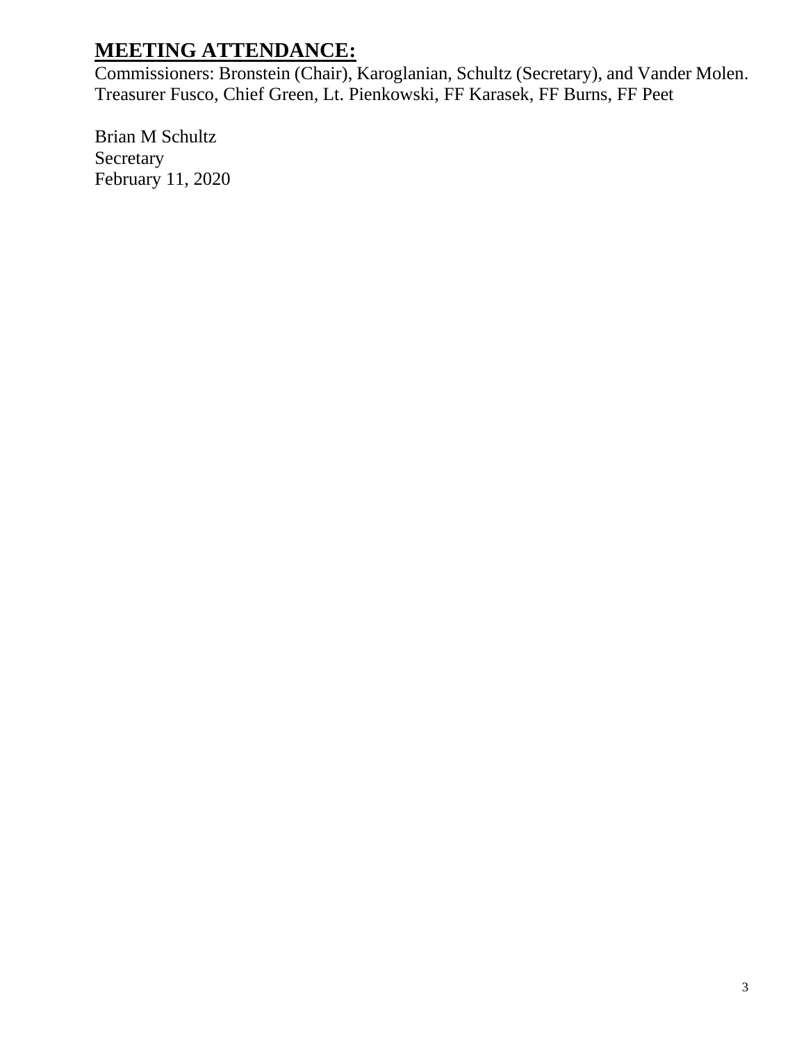## **MEETING ATTENDANCE:**

Commissioners: Bronstein (Chair), Karoglanian, Schultz (Secretary), and Vander Molen.
Treasurer Fusco, Chief Green, Lt. Pienkowski, FF Karasek, FF Burns, FF Peet

Brian M Schultz
Secretary
February 11, 2020